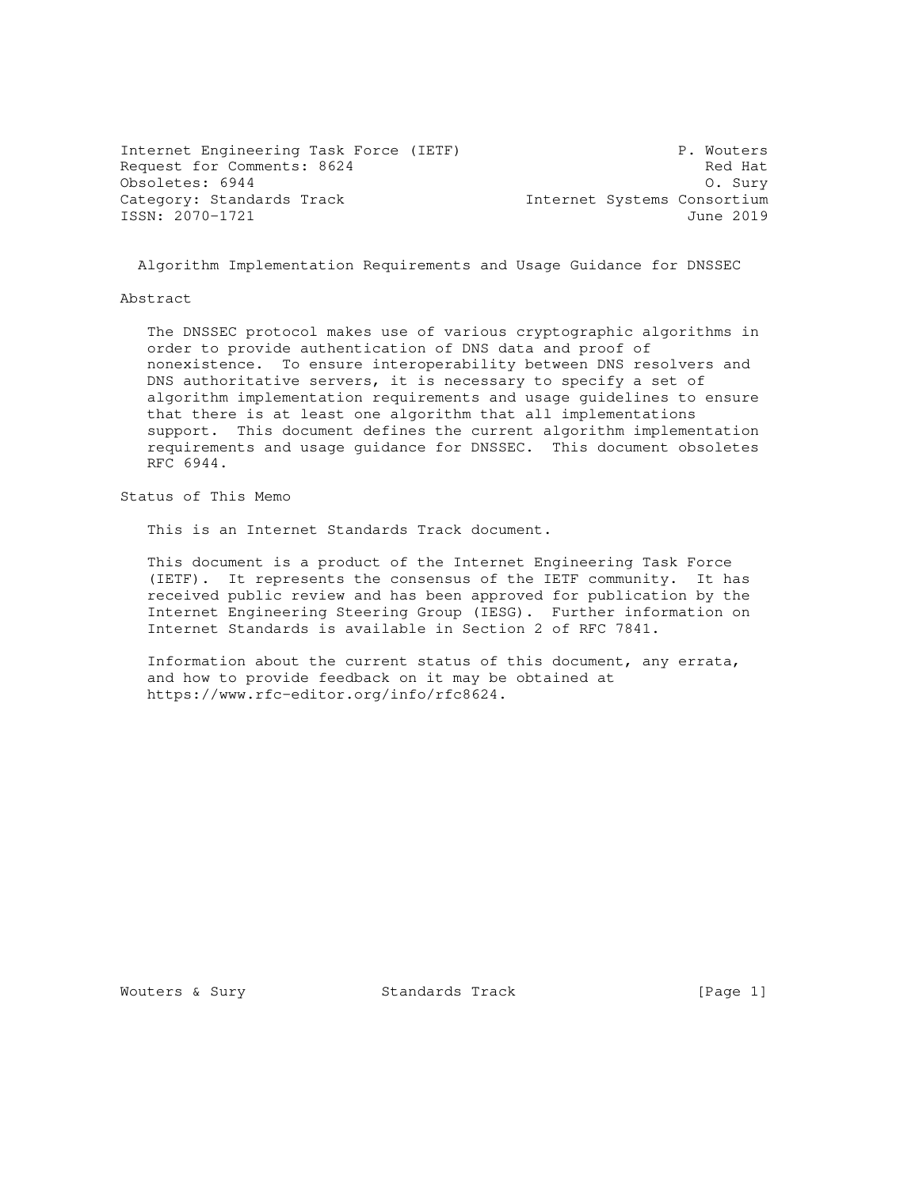Internet Engineering Task Force (IETF) P. Wouters
Request for Comments: 8624 Red Hat
Obsoletes: 6944 O. Sury
Category: Standards Track Internet Systems Consortium
ISSN: 2070-1721 June 2019

# Algorithm Implementation Requirements and Usage Guidance for DNSSEC

## Abstract

The DNSSEC protocol makes use of various cryptographic algorithms in order to provide authentication of DNS data and proof of nonexistence. To ensure interoperability between DNS resolvers and DNS authoritative servers, it is necessary to specify a set of algorithm implementation requirements and usage guidelines to ensure that there is at least one algorithm that all implementations support. This document defines the current algorithm implementation requirements and usage guidance for DNSSEC. This document obsoletes RFC 6944.

## Status of This Memo

This is an Internet Standards Track document.

This document is a product of the Internet Engineering Task Force (IETF). It represents the consensus of the IETF community. It has received public review and has been approved for publication by the Internet Engineering Steering Group (IESG). Further information on Internet Standards is available in Section 2 of RFC 7841.

Information about the current status of this document, any errata, and how to provide feedback on it may be obtained at https://www.rfc-editor.org/info/rfc8624.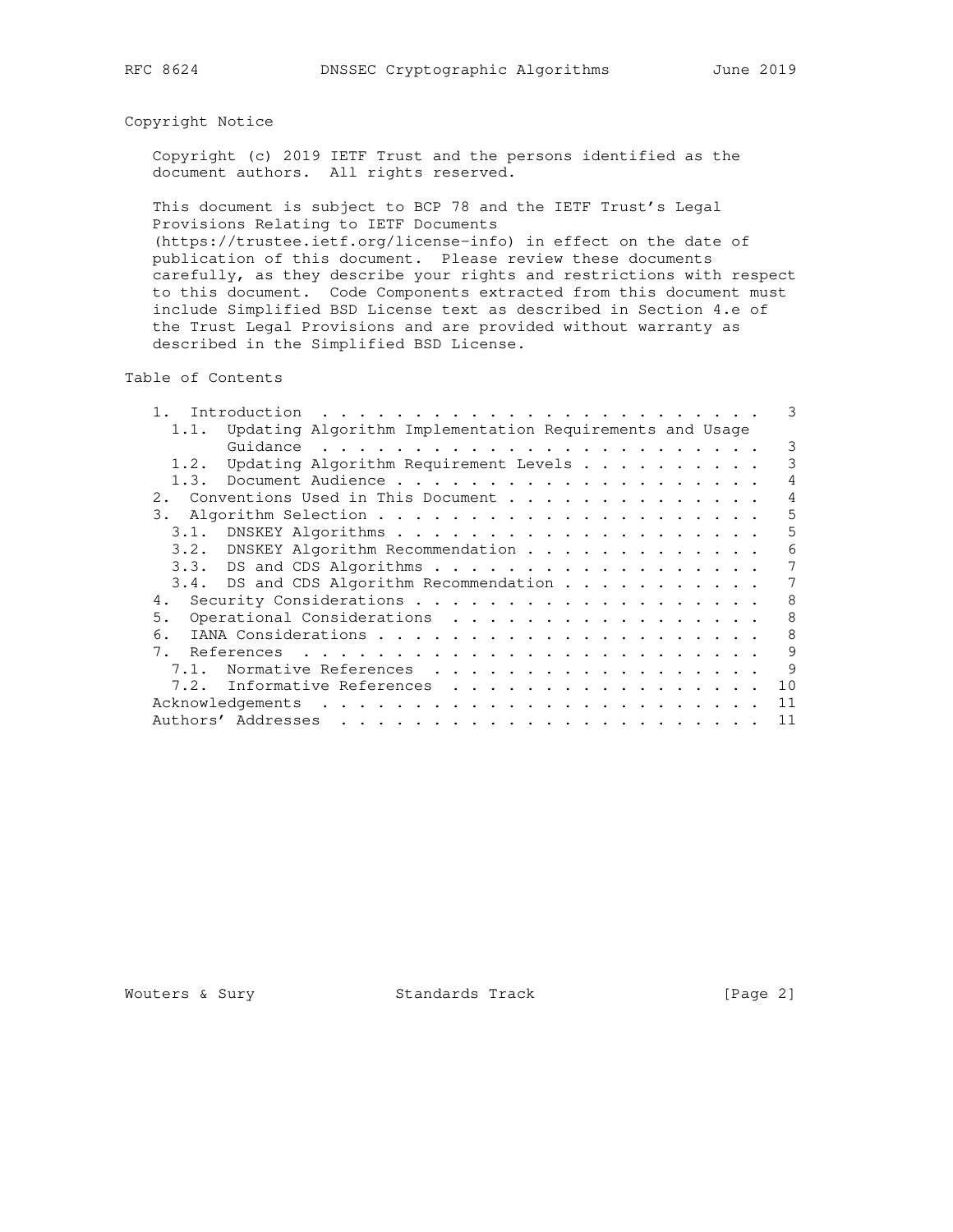## Copyright Notice

Copyright (c) 2019 IETF Trust and the persons identified as the document authors. All rights reserved.

This document is subject to BCP 78 and the IETF Trust's Legal Provisions Relating to IETF Documents (https://trustee.ietf.org/license-info) in effect on the date of publication of this document. Please review these documents carefully, as they describe your rights and restrictions with respect to this document. Code Components extracted from this document must include Simplified BSD License text as described in Section 4.e of the Trust Legal Provisions and are provided without warranty as described in the Simplified BSD License.

## Table of Contents

```
   1.  Introduction  . . . . . . . . . . . . . . . . . . . . . . . .   3
     1.1.  Updating Algorithm Implementation Requirements and Usage
           Guidance  . . . . . . . . . . . . . . . . . . . . . . . .   3
     1.2.  Updating Algorithm Requirement Levels . . . . . . . . . .   3
     1.3.  Document Audience . . . . . . . . . . . . . . . . . . . .   4
   2.  Conventions Used in This Document . . . . . . . . . . . . . .   4
   3.  Algorithm Selection . . . . . . . . . . . . . . . . . . . . .   5
     3.1.  DNSKEY Algorithms . . . . . . . . . . . . . . . . . . . .   5
     3.2.  DNSKEY Algorithm Recommendation . . . . . . . . . . . . .   6
     3.3.  DS and CDS Algorithms . . . . . . . . . . . . . . . . . .   7
     3.4.  DS and CDS Algorithm Recommendation . . . . . . . . . . .   7
   4.  Security Considerations . . . . . . . . . . . . . . . . . . .   8
   5.  Operational Considerations  . . . . . . . . . . . . . . . . .   8
   6.  IANA Considerations . . . . . . . . . . . . . . . . . . . . .   8
   7.  References  . . . . . . . . . . . . . . . . . . . . . . . . .   9
     7.1.  Normative References  . . . . . . . . . . . . . . . . . .   9
     7.2.  Informative References  . . . . . . . . . . . . . . . . .  10
   Acknowledgements  . . . . . . . . . . . . . . . . . . . . . . . .  11
   Authors' Addresses  . . . . . . . . . . . . . . . . . . . . . . .  11
```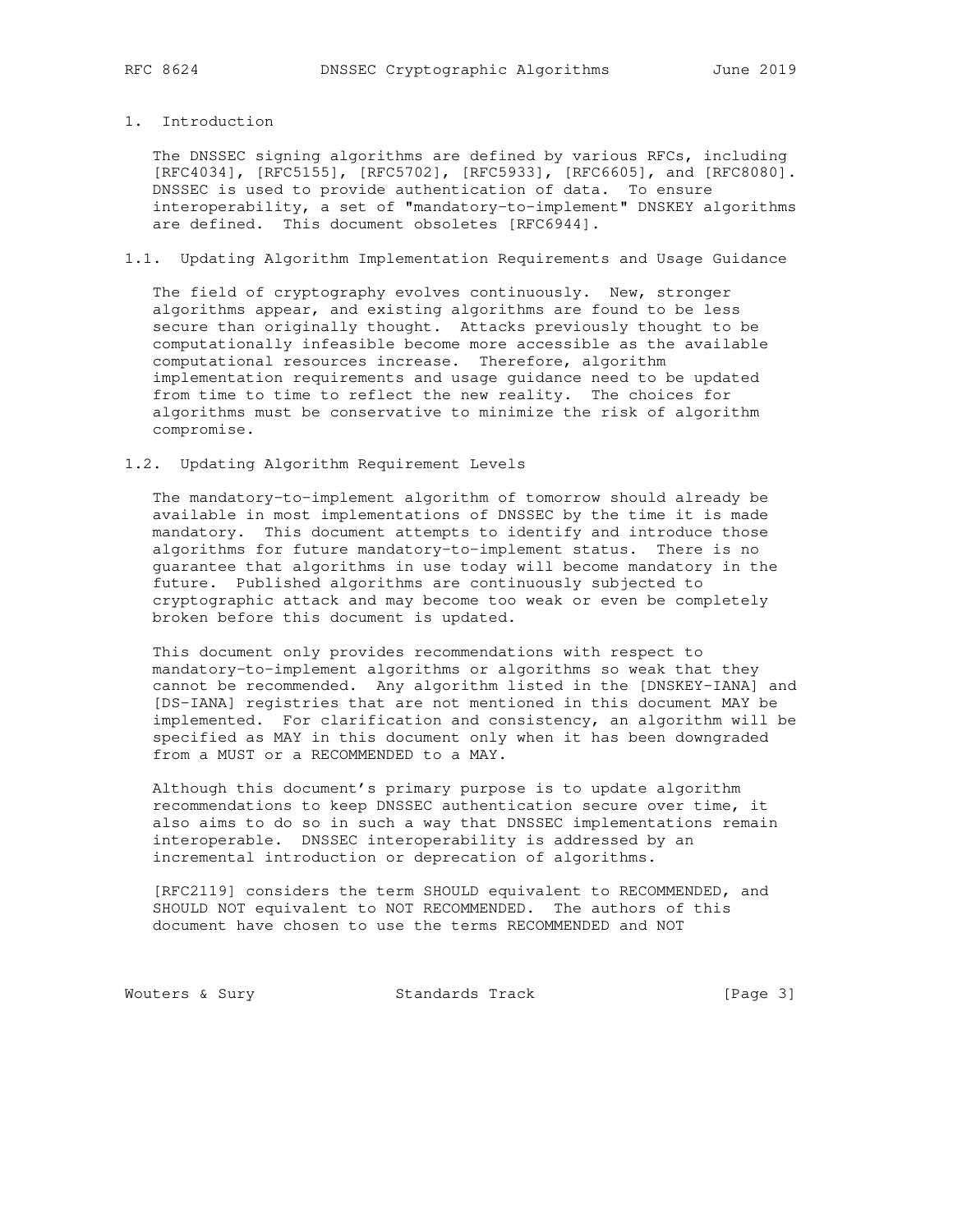# 1. Introduction

The DNSSEC signing algorithms are defined by various RFCs, including [RFC4034], [RFC5155], [RFC5702], [RFC5933], [RFC6605], and [RFC8080]. DNSSEC is used to provide authentication of data. To ensure interoperability, a set of "mandatory-to-implement" DNSKEY algorithms are defined. This document obsoletes [RFC6944].

## 1.1. Updating Algorithm Implementation Requirements and Usage Guidance

The field of cryptography evolves continuously. New, stronger algorithms appear, and existing algorithms are found to be less secure than originally thought. Attacks previously thought to be computationally infeasible become more accessible as the available computational resources increase. Therefore, algorithm implementation requirements and usage guidance need to be updated from time to time to reflect the new reality. The choices for algorithms must be conservative to minimize the risk of algorithm compromise.

## 1.2. Updating Algorithm Requirement Levels

The mandatory-to-implement algorithm of tomorrow should already be available in most implementations of DNSSEC by the time it is made mandatory. This document attempts to identify and introduce those algorithms for future mandatory-to-implement status. There is no guarantee that algorithms in use today will become mandatory in the future. Published algorithms are continuously subjected to cryptographic attack and may become too weak or even be completely broken before this document is updated.

This document only provides recommendations with respect to mandatory-to-implement algorithms or algorithms so weak that they cannot be recommended. Any algorithm listed in the [DNSKEY-IANA] and [DS-IANA] registries that are not mentioned in this document MAY be implemented. For clarification and consistency, an algorithm will be specified as MAY in this document only when it has been downgraded from a MUST or a RECOMMENDED to a MAY.

Although this document's primary purpose is to update algorithm recommendations to keep DNSSEC authentication secure over time, it also aims to do so in such a way that DNSSEC implementations remain interoperable. DNSSEC interoperability is addressed by an incremental introduction or deprecation of algorithms.

[RFC2119] considers the term SHOULD equivalent to RECOMMENDED, and SHOULD NOT equivalent to NOT RECOMMENDED. The authors of this document have chosen to use the terms RECOMMENDED and NOT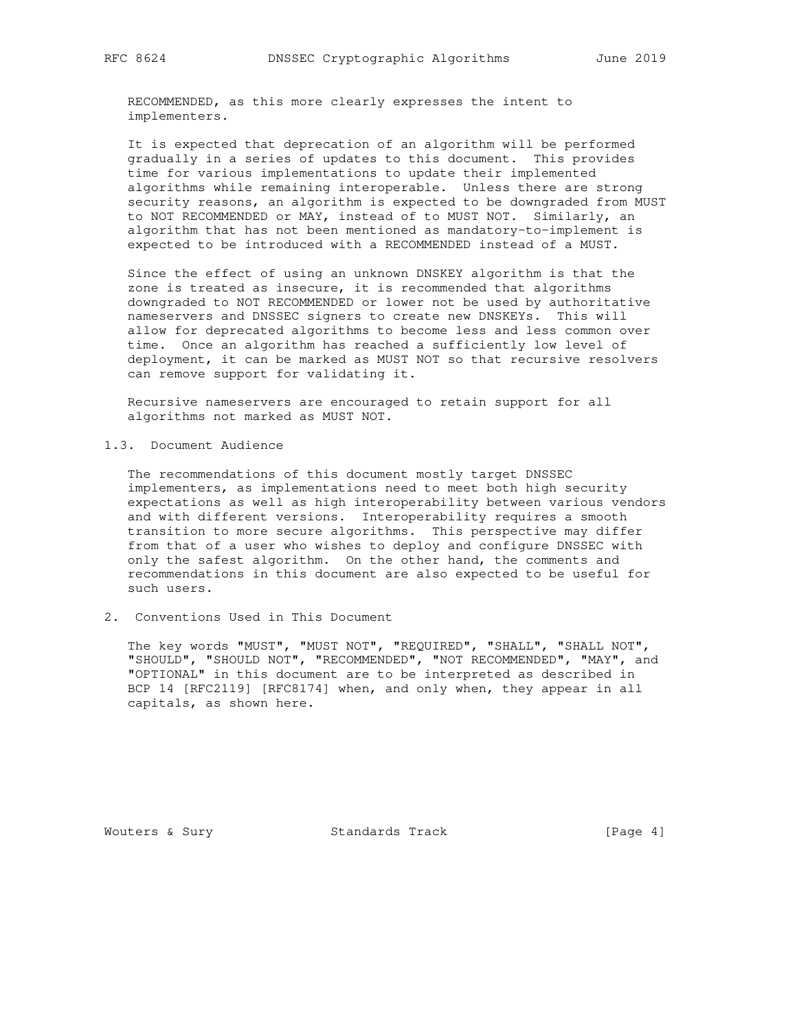RECOMMENDED, as this more clearly expresses the intent to implementers.

It is expected that deprecation of an algorithm will be performed gradually in a series of updates to this document. This provides time for various implementations to update their implemented algorithms while remaining interoperable. Unless there are strong security reasons, an algorithm is expected to be downgraded from MUST to NOT RECOMMENDED or MAY, instead of to MUST NOT. Similarly, an algorithm that has not been mentioned as mandatory-to-implement is expected to be introduced with a RECOMMENDED instead of a MUST.

Since the effect of using an unknown DNSKEY algorithm is that the zone is treated as insecure, it is recommended that algorithms downgraded to NOT RECOMMENDED or lower not be used by authoritative nameservers and DNSSEC signers to create new DNSKEYs. This will allow for deprecated algorithms to become less and less common over time. Once an algorithm has reached a sufficiently low level of deployment, it can be marked as MUST NOT so that recursive resolvers can remove support for validating it.

Recursive nameservers are encouraged to retain support for all algorithms not marked as MUST NOT.

### 1.3. Document Audience

The recommendations of this document mostly target DNSSEC implementers, as implementations need to meet both high security expectations as well as high interoperability between various vendors and with different versions. Interoperability requires a smooth transition to more secure algorithms. This perspective may differ from that of a user who wishes to deploy and configure DNSSEC with only the safest algorithm. On the other hand, the comments and recommendations in this document are also expected to be useful for such users.

## 2. Conventions Used in This Document

The key words "MUST", "MUST NOT", "REQUIRED", "SHALL", "SHALL NOT", "SHOULD", "SHOULD NOT", "RECOMMENDED", "NOT RECOMMENDED", "MAY", and "OPTIONAL" in this document are to be interpreted as described in BCP 14 [RFC2119] [RFC8174] when, and only when, they appear in all capitals, as shown here.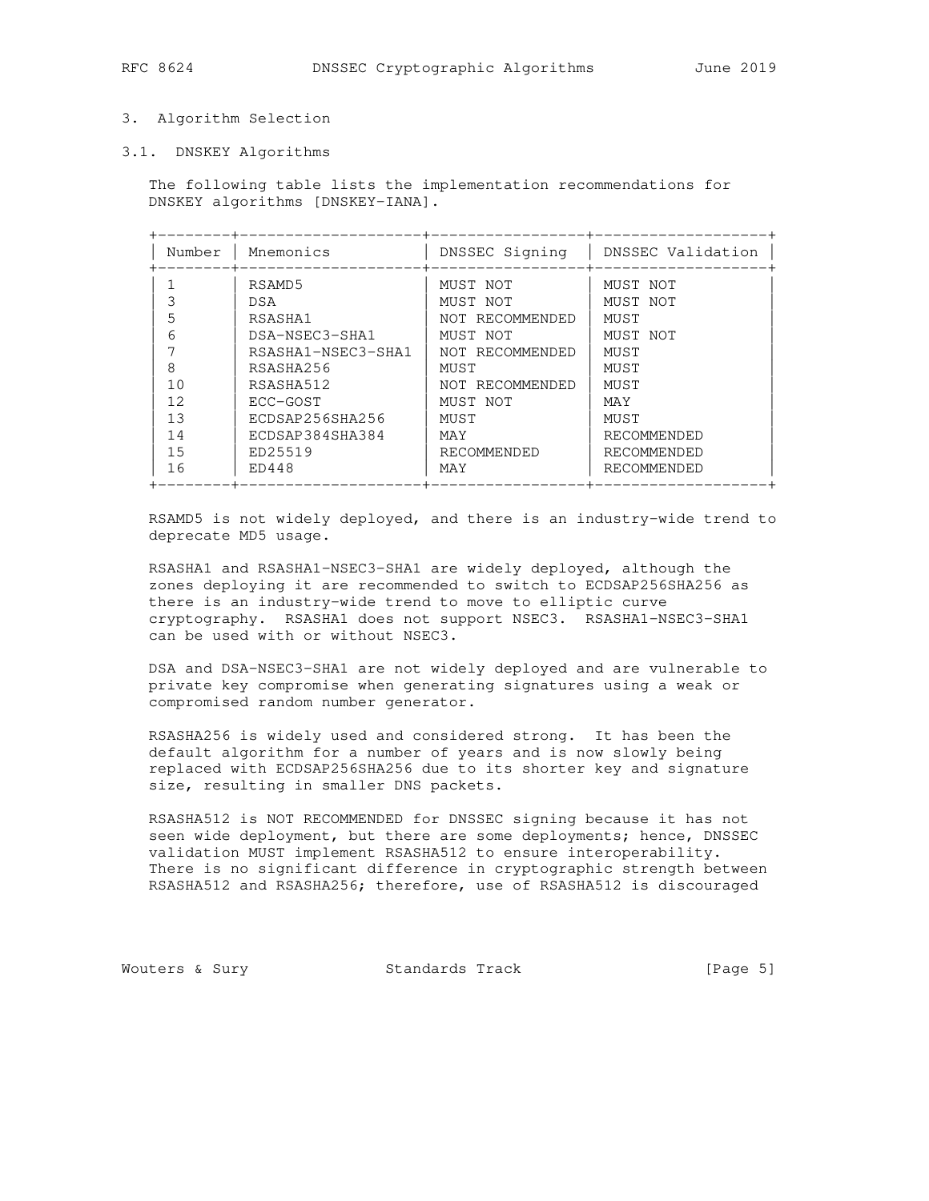## 3. Algorithm Selection

### 3.1. DNSKEY Algorithms

The following table lists the implementation recommendations for DNSKEY algorithms [DNSKEY-IANA].

| Number | Mnemonics | DNSSEC Signing | DNSSEC Validation |
|---|---|---|---|
| 1 | RSAMD5 | MUST NOT | MUST NOT |
| 3 | DSA | MUST NOT | MUST NOT |
| 5 | RSASHA1 | NOT RECOMMENDED | MUST |
| 6 | DSA-NSEC3-SHA1 | MUST NOT | MUST NOT |
| 7 | RSASHA1-NSEC3-SHA1 | NOT RECOMMENDED | MUST |
| 8 | RSASHA256 | MUST | MUST |
| 10 | RSASHA512 | NOT RECOMMENDED | MUST |
| 12 | ECC-GOST | MUST NOT | MAY |
| 13 | ECDSAP256SHA256 | MUST | MUST |
| 14 | ECDSAP384SHA384 | MAY | RECOMMENDED |
| 15 | ED25519 | RECOMMENDED | RECOMMENDED |
| 16 | ED448 | MAY | RECOMMENDED |

RSAMD5 is not widely deployed, and there is an industry-wide trend to deprecate MD5 usage.

RSASHA1 and RSASHA1-NSEC3-SHA1 are widely deployed, although the zones deploying it are recommended to switch to ECDSAP256SHA256 as there is an industry-wide trend to move to elliptic curve cryptography. RSASHA1 does not support NSEC3. RSASHA1-NSEC3-SHA1 can be used with or without NSEC3.

DSA and DSA-NSEC3-SHA1 are not widely deployed and are vulnerable to private key compromise when generating signatures using a weak or compromised random number generator.

RSASHA256 is widely used and considered strong. It has been the default algorithm for a number of years and is now slowly being replaced with ECDSAP256SHA256 due to its shorter key and signature size, resulting in smaller DNS packets.

RSASHA512 is NOT RECOMMENDED for DNSSEC signing because it has not seen wide deployment, but there are some deployments; hence, DNSSEC validation MUST implement RSASHA512 to ensure interoperability. There is no significant difference in cryptographic strength between RSASHA512 and RSASHA256; therefore, use of RSASHA512 is discouraged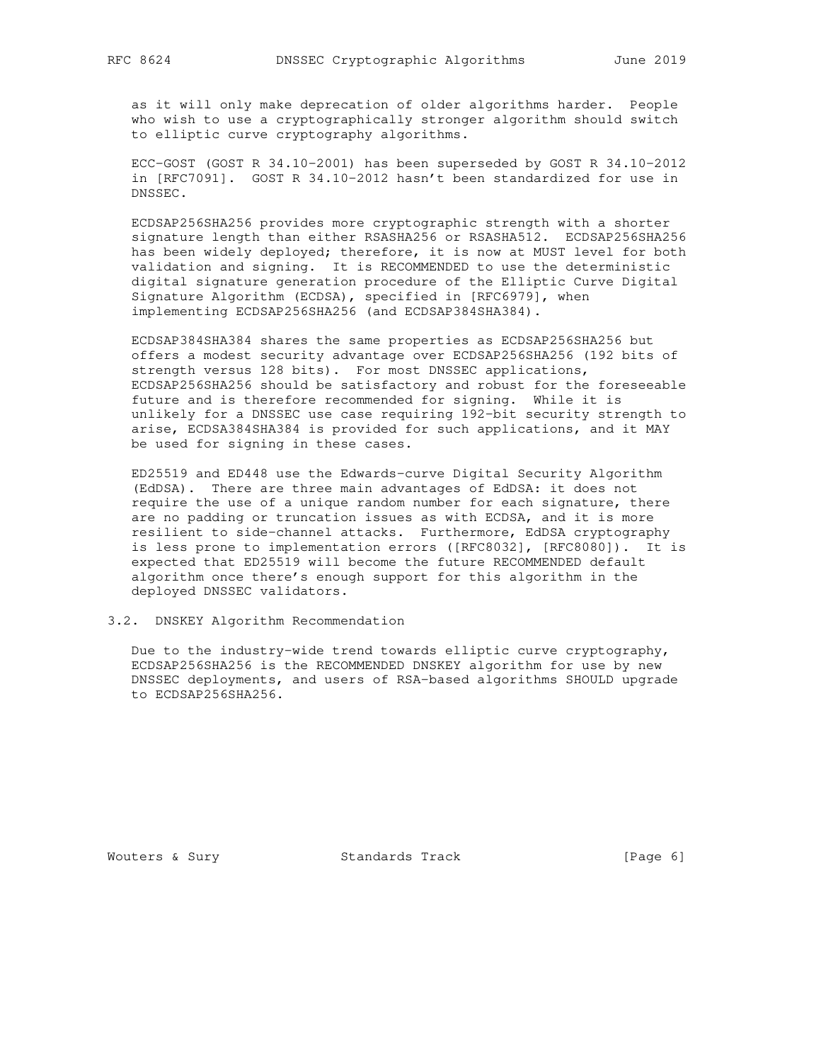as it will only make deprecation of older algorithms harder. People who wish to use a cryptographically stronger algorithm should switch to elliptic curve cryptography algorithms.

ECC-GOST (GOST R 34.10-2001) has been superseded by GOST R 34.10-2012 in [RFC7091]. GOST R 34.10-2012 hasn't been standardized for use in DNSSEC.

ECDSAP256SHA256 provides more cryptographic strength with a shorter signature length than either RSASHA256 or RSASHA512. ECDSAP256SHA256 has been widely deployed; therefore, it is now at MUST level for both validation and signing. It is RECOMMENDED to use the deterministic digital signature generation procedure of the Elliptic Curve Digital Signature Algorithm (ECDSA), specified in [RFC6979], when implementing ECDSAP256SHA256 (and ECDSAP384SHA384).

ECDSAP384SHA384 shares the same properties as ECDSAP256SHA256 but offers a modest security advantage over ECDSAP256SHA256 (192 bits of strength versus 128 bits). For most DNSSEC applications, ECDSAP256SHA256 should be satisfactory and robust for the foreseeable future and is therefore recommended for signing. While it is unlikely for a DNSSEC use case requiring 192-bit security strength to arise, ECDSA384SHA384 is provided for such applications, and it MAY be used for signing in these cases.

ED25519 and ED448 use the Edwards-curve Digital Security Algorithm (EdDSA). There are three main advantages of EdDSA: it does not require the use of a unique random number for each signature, there are no padding or truncation issues as with ECDSA, and it is more resilient to side-channel attacks. Furthermore, EdDSA cryptography is less prone to implementation errors ([RFC8032], [RFC8080]). It is expected that ED25519 will become the future RECOMMENDED default algorithm once there's enough support for this algorithm in the deployed DNSSEC validators.

## 3.2. DNSKEY Algorithm Recommendation

Due to the industry-wide trend towards elliptic curve cryptography, ECDSAP256SHA256 is the RECOMMENDED DNSKEY algorithm for use by new DNSSEC deployments, and users of RSA-based algorithms SHOULD upgrade to ECDSAP256SHA256.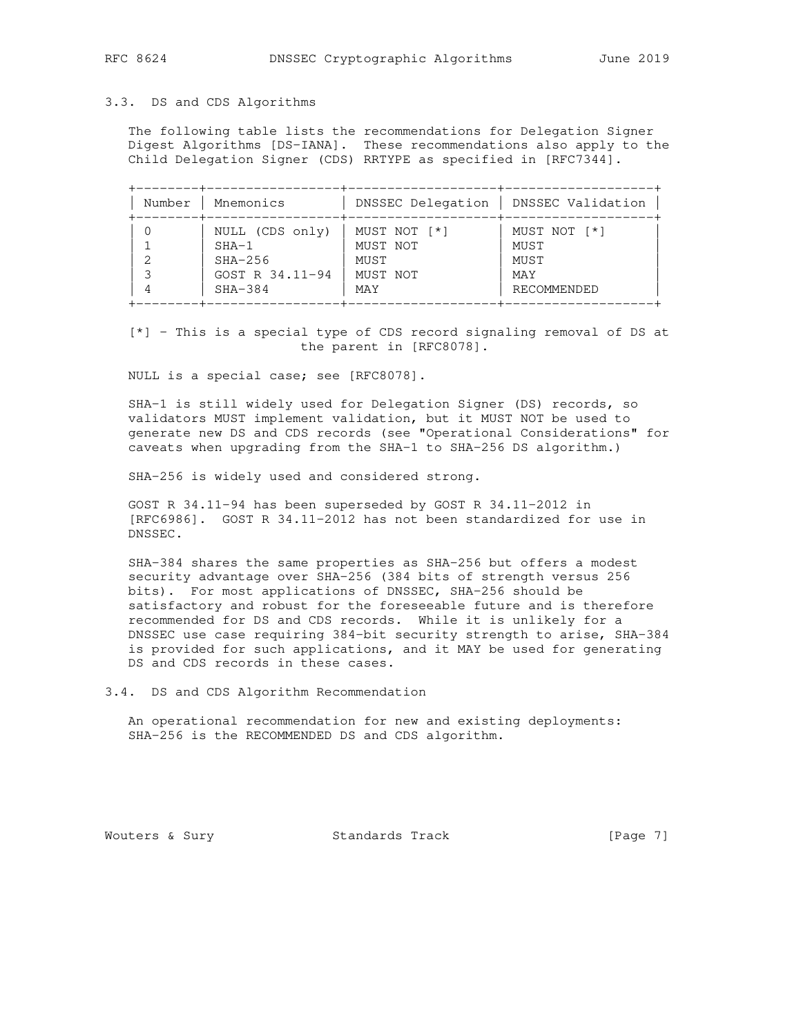### 3.3. DS and CDS Algorithms

The following table lists the recommendations for Delegation Signer Digest Algorithms [DS-IANA]. These recommendations also apply to the Child Delegation Signer (CDS) RRTYPE as specified in [RFC7344].

| Number | Mnemonics | DNSSEC Delegation | DNSSEC Validation |
|---|---|---|---|
| 0 | NULL (CDS only) | MUST NOT [*] | MUST NOT [*] |
| 1 | SHA-1 | MUST NOT | MUST |
| 2 | SHA-256 | MUST | MUST |
| 3 | GOST R 34.11-94 | MUST NOT | MAY |
| 4 | SHA-384 | MAY | RECOMMENDED |

[*] - This is a special type of CDS record signaling removal of DS at the parent in [RFC8078].

NULL is a special case; see [RFC8078].

SHA-1 is still widely used for Delegation Signer (DS) records, so validators MUST implement validation, but it MUST NOT be used to generate new DS and CDS records (see "Operational Considerations" for caveats when upgrading from the SHA-1 to SHA-256 DS algorithm.)

SHA-256 is widely used and considered strong.

GOST R 34.11-94 has been superseded by GOST R 34.11-2012 in [RFC6986]. GOST R 34.11-2012 has not been standardized for use in DNSSEC.

SHA-384 shares the same properties as SHA-256 but offers a modest security advantage over SHA-256 (384 bits of strength versus 256 bits). For most applications of DNSSEC, SHA-256 should be satisfactory and robust for the foreseeable future and is therefore recommended for DS and CDS records. While it is unlikely for a DNSSEC use case requiring 384-bit security strength to arise, SHA-384 is provided for such applications, and it MAY be used for generating DS and CDS records in these cases.

### 3.4. DS and CDS Algorithm Recommendation

An operational recommendation for new and existing deployments: SHA-256 is the RECOMMENDED DS and CDS algorithm.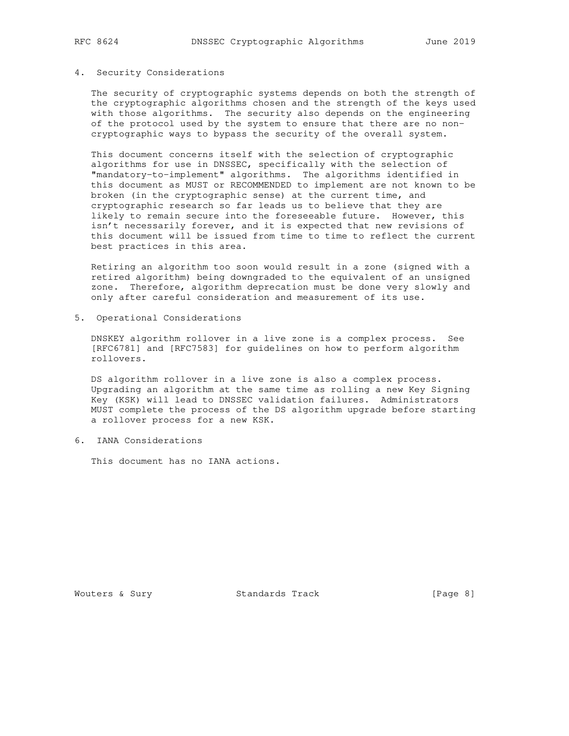## 4. Security Considerations

The security of cryptographic systems depends on both the strength of the cryptographic algorithms chosen and the strength of the keys used with those algorithms. The security also depends on the engineering of the protocol used by the system to ensure that there are no non-cryptographic ways to bypass the security of the overall system.

This document concerns itself with the selection of cryptographic algorithms for use in DNSSEC, specifically with the selection of "mandatory-to-implement" algorithms. The algorithms identified in this document as MUST or RECOMMENDED to implement are not known to be broken (in the cryptographic sense) at the current time, and cryptographic research so far leads us to believe that they are likely to remain secure into the foreseeable future. However, this isn't necessarily forever, and it is expected that new revisions of this document will be issued from time to time to reflect the current best practices in this area.

Retiring an algorithm too soon would result in a zone (signed with a retired algorithm) being downgraded to the equivalent of an unsigned zone. Therefore, algorithm deprecation must be done very slowly and only after careful consideration and measurement of its use.

## 5. Operational Considerations

DNSKEY algorithm rollover in a live zone is a complex process. See [RFC6781] and [RFC7583] for guidelines on how to perform algorithm rollovers.

DS algorithm rollover in a live zone is also a complex process. Upgrading an algorithm at the same time as rolling a new Key Signing Key (KSK) will lead to DNSSEC validation failures. Administrators MUST complete the process of the DS algorithm upgrade before starting a rollover process for a new KSK.

## 6. IANA Considerations

This document has no IANA actions.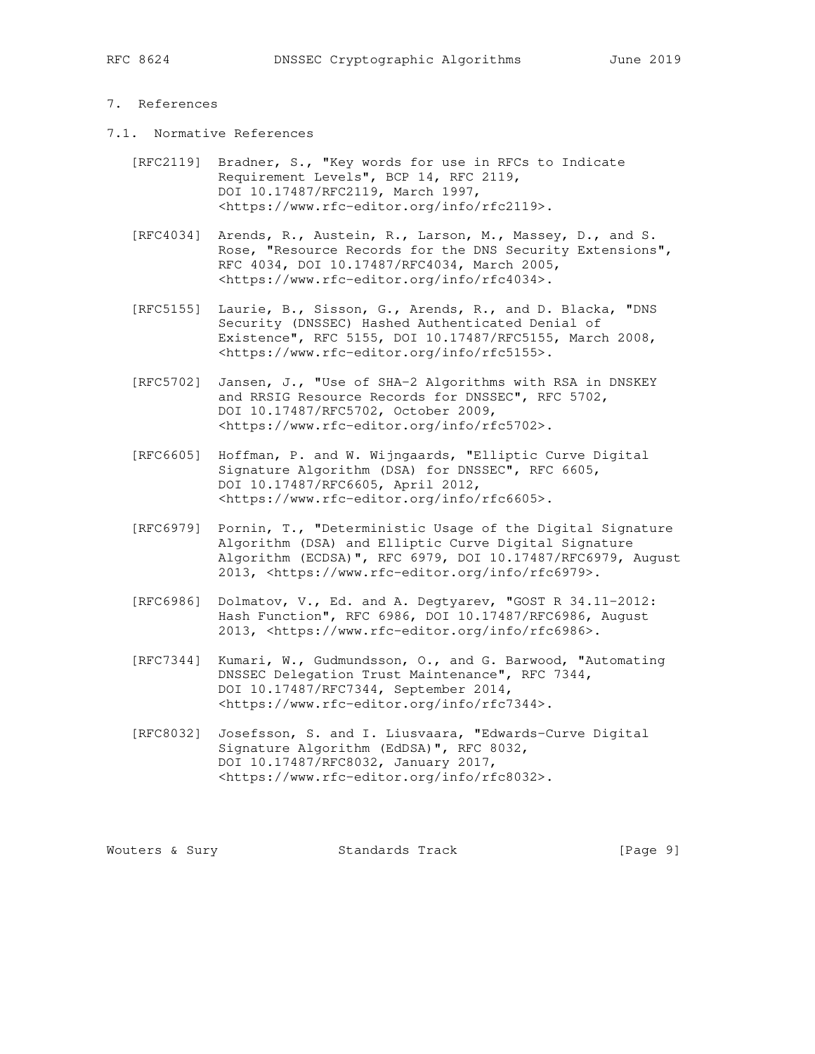## 7. References

### 7.1. Normative References

[RFC2119] Bradner, S., "Key words for use in RFCs to Indicate Requirement Levels", BCP 14, RFC 2119, DOI 10.17487/RFC2119, March 1997, <https://www.rfc-editor.org/info/rfc2119>.

[RFC4034] Arends, R., Austein, R., Larson, M., Massey, D., and S. Rose, "Resource Records for the DNS Security Extensions", RFC 4034, DOI 10.17487/RFC4034, March 2005, <https://www.rfc-editor.org/info/rfc4034>.

[RFC5155] Laurie, B., Sisson, G., Arends, R., and D. Blacka, "DNS Security (DNSSEC) Hashed Authenticated Denial of Existence", RFC 5155, DOI 10.17487/RFC5155, March 2008, <https://www.rfc-editor.org/info/rfc5155>.

[RFC5702] Jansen, J., "Use of SHA-2 Algorithms with RSA in DNSKEY and RRSIG Resource Records for DNSSEC", RFC 5702, DOI 10.17487/RFC5702, October 2009, <https://www.rfc-editor.org/info/rfc5702>.

[RFC6605] Hoffman, P. and W. Wijngaards, "Elliptic Curve Digital Signature Algorithm (DSA) for DNSSEC", RFC 6605, DOI 10.17487/RFC6605, April 2012, <https://www.rfc-editor.org/info/rfc6605>.

[RFC6979] Pornin, T., "Deterministic Usage of the Digital Signature Algorithm (DSA) and Elliptic Curve Digital Signature Algorithm (ECDSA)", RFC 6979, DOI 10.17487/RFC6979, August 2013, <https://www.rfc-editor.org/info/rfc6979>.

[RFC6986] Dolmatov, V., Ed. and A. Degtyarev, "GOST R 34.11-2012: Hash Function", RFC 6986, DOI 10.17487/RFC6986, August 2013, <https://www.rfc-editor.org/info/rfc6986>.

[RFC7344] Kumari, W., Gudmundsson, O., and G. Barwood, "Automating DNSSEC Delegation Trust Maintenance", RFC 7344, DOI 10.17487/RFC7344, September 2014, <https://www.rfc-editor.org/info/rfc7344>.

[RFC8032] Josefsson, S. and I. Liusvaara, "Edwards-Curve Digital Signature Algorithm (EdDSA)", RFC 8032, DOI 10.17487/RFC8032, January 2017, <https://www.rfc-editor.org/info/rfc8032>.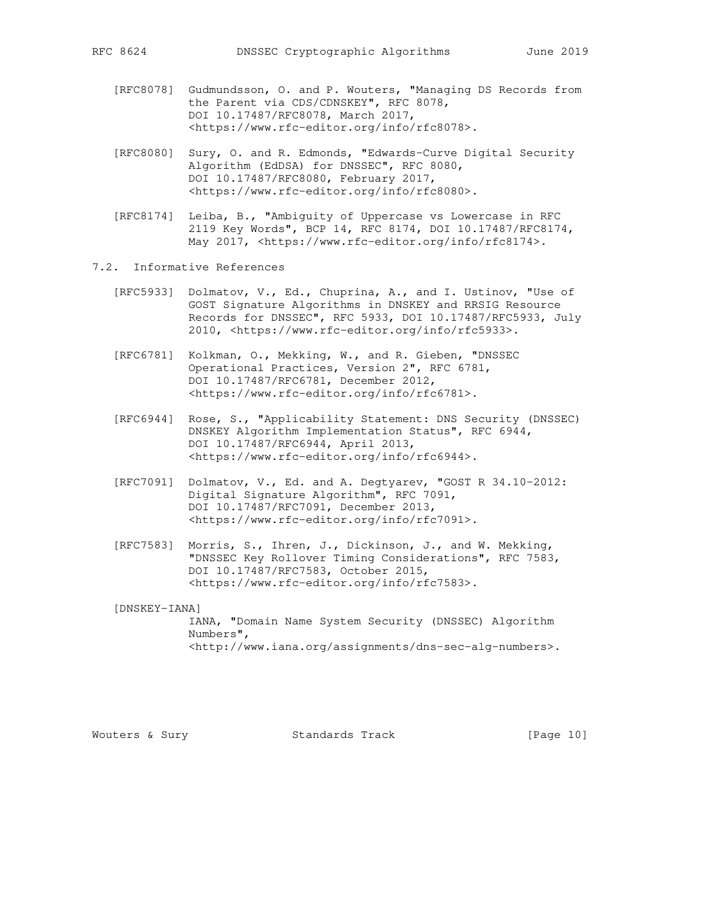[RFC8078] Gudmundsson, O. and P. Wouters, "Managing DS Records from the Parent via CDS/CDNSKEY", RFC 8078, DOI 10.17487/RFC8078, March 2017, <https://www.rfc-editor.org/info/rfc8078>.

[RFC8080] Sury, O. and R. Edmonds, "Edwards-Curve Digital Security Algorithm (EdDSA) for DNSSEC", RFC 8080, DOI 10.17487/RFC8080, February 2017, <https://www.rfc-editor.org/info/rfc8080>.

[RFC8174] Leiba, B., "Ambiguity of Uppercase vs Lowercase in RFC 2119 Key Words", BCP 14, RFC 8174, DOI 10.17487/RFC8174, May 2017, <https://www.rfc-editor.org/info/rfc8174>.

## 7.2. Informative References

[RFC5933] Dolmatov, V., Ed., Chuprina, A., and I. Ustinov, "Use of GOST Signature Algorithms in DNSKEY and RRSIG Resource Records for DNSSEC", RFC 5933, DOI 10.17487/RFC5933, July 2010, <https://www.rfc-editor.org/info/rfc5933>.

[RFC6781] Kolkman, O., Mekking, W., and R. Gieben, "DNSSEC Operational Practices, Version 2", RFC 6781, DOI 10.17487/RFC6781, December 2012, <https://www.rfc-editor.org/info/rfc6781>.

[RFC6944] Rose, S., "Applicability Statement: DNS Security (DNSSEC) DNSKEY Algorithm Implementation Status", RFC 6944, DOI 10.17487/RFC6944, April 2013, <https://www.rfc-editor.org/info/rfc6944>.

[RFC7091] Dolmatov, V., Ed. and A. Degtyarev, "GOST R 34.10-2012: Digital Signature Algorithm", RFC 7091, DOI 10.17487/RFC7091, December 2013, <https://www.rfc-editor.org/info/rfc7091>.

[RFC7583] Morris, S., Ihren, J., Dickinson, J., and W. Mekking, "DNSSEC Key Rollover Timing Considerations", RFC 7583, DOI 10.17487/RFC7583, October 2015, <https://www.rfc-editor.org/info/rfc7583>.

[DNSKEY-IANA] IANA, "Domain Name System Security (DNSSEC) Algorithm Numbers", <http://www.iana.org/assignments/dns-sec-alg-numbers>.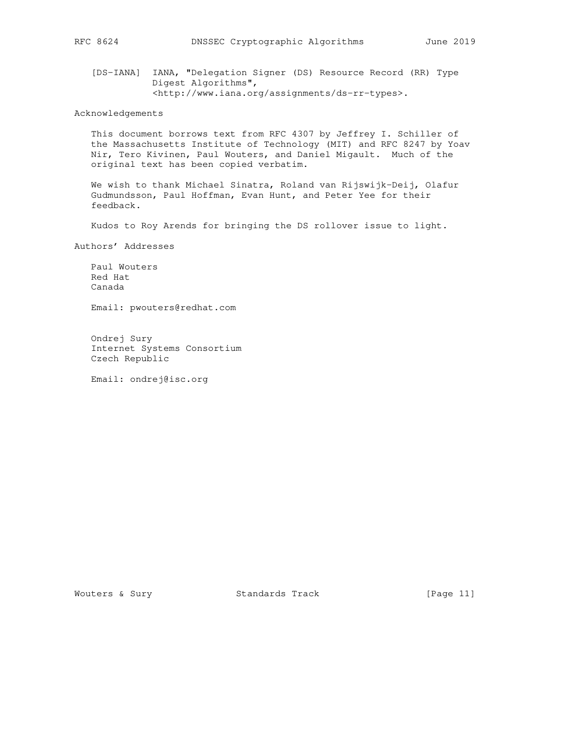[DS-IANA] IANA, "Delegation Signer (DS) Resource Record (RR) Type Digest Algorithms", <http://www.iana.org/assignments/ds-rr-types>.

## Acknowledgements

This document borrows text from RFC 4307 by Jeffrey I. Schiller of the Massachusetts Institute of Technology (MIT) and RFC 8247 by Yoav Nir, Tero Kivinen, Paul Wouters, and Daniel Migault. Much of the original text has been copied verbatim.

We wish to thank Michael Sinatra, Roland van Rijswijk-Deij, Olafur Gudmundsson, Paul Hoffman, Evan Hunt, and Peter Yee for their feedback.

Kudos to Roy Arends for bringing the DS rollover issue to light.

## Authors' Addresses

Paul Wouters
Red Hat
Canada

Email: pwouters@redhat.com

Ondrej Sury
Internet Systems Consortium
Czech Republic

Email: ondrej@isc.org